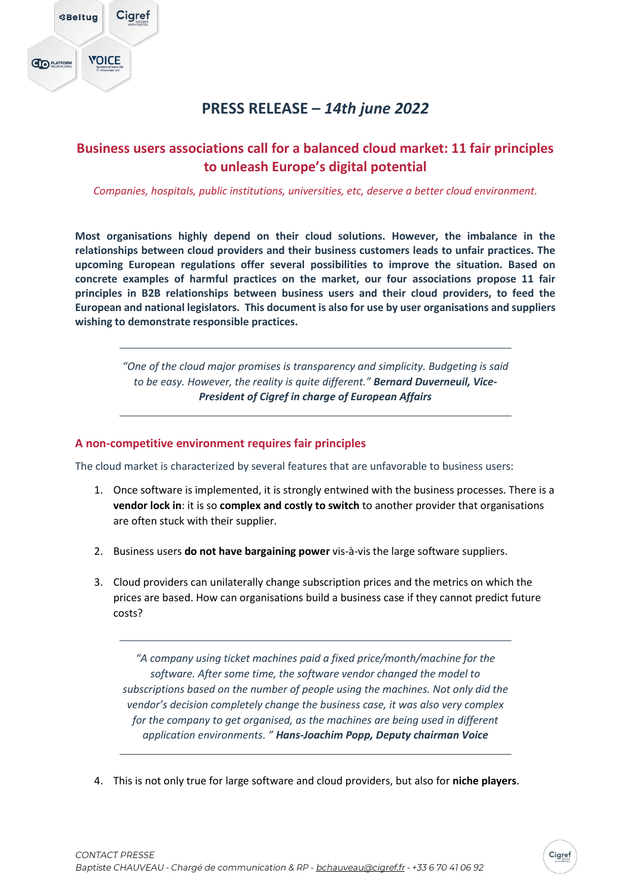# PRESS RELEASE – *14th june 2022*

## Business users associations call for a balanced cloud market: 11 fair principles to unleash Europe's digital potential

*Companies, hospitals, public institutions, universities, etc, deserve a better cloud environment.*

**Most organisations highly depend on their cloud solutions. However, the imbalance in the relationships between cloud providers and their business customers leads to unfair practices. The upcoming European regulations offer several possibilities to improve the situation. Based on concrete examples of harmful practices on the market, our four associations propose 11 fair principles in B2B relationships between business users and their cloud providers, to feed the European and national legislators. This document is also for use by user organisations and suppliers wishing to demonstrate responsible practices.**

---

*"One of the cloud major promises is transparency and simplicity. Budgeting is said to be easy. However, the reality is quite different."* ***Bernard Duverneuil, Vice-President of Cigref in charge of European Affairs***

---

### A non-competitive environment requires fair principles

The cloud market is characterized by several features that are unfavorable to business users:

1. Once software is implemented, it is strongly entwined with the business processes. There is a **vendor lock in**: it is so **complex and costly to switch** to another provider that organisations are often stuck with their supplier.

2. Business users **do not have bargaining power** vis-à-vis the large software suppliers.

3. Cloud providers can unilaterally change subscription prices and the metrics on which the prices are based. How can organisations build a business case if they cannot predict future costs?

---

*"A company using ticket machines paid a fixed price/month/machine for the software. After some time, the software vendor changed the model to subscriptions based on the number of people using the machines. Not only did the vendor's decision completely change the business case, it was also very complex for the company to get organised, as the machines are being used in different application environments. "* ***Hans-Joachim Popp, Deputy chairman Voice***

---

4. This is not only true for large software and cloud providers, but also for **niche players**.

*CONTACT PRESSE*
*Baptiste CHAUVEAU - Chargé de communication & RP - bchauveau@cigref.fr - +33 6 70 41 06 92*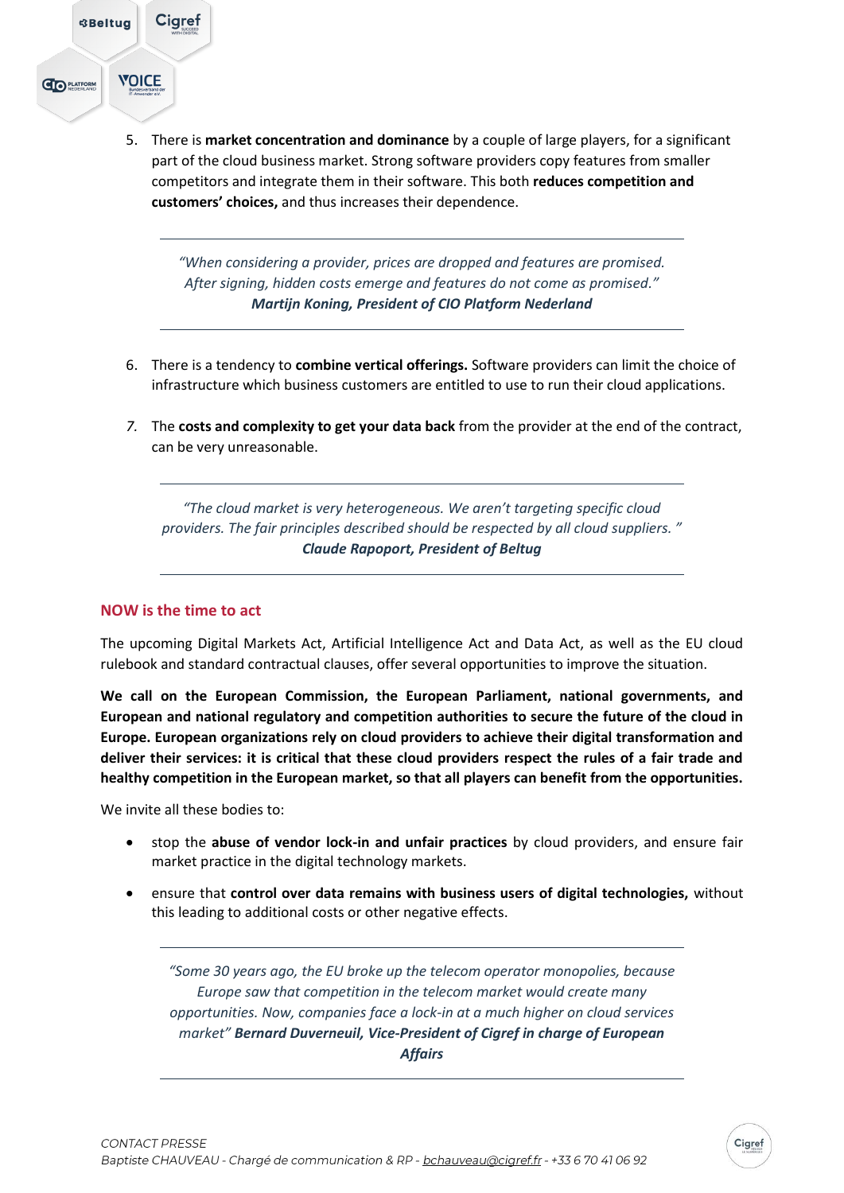5. There is **market concentration and dominance** by a couple of large players, for a significant part of the cloud business market. Strong software providers copy features from smaller competitors and integrate them in their software. This both **reduces competition and customers' choices,** and thus increases their dependence.

---

*"When considering a provider, prices are dropped and features are promised. After signing, hidden costs emerge and features do not come as promised."*
***Martijn Koning, President of CIO Platform Nederland***

---

6. There is a tendency to **combine vertical offerings.** Software providers can limit the choice of infrastructure which business customers are entitled to use to run their cloud applications.

7. The **costs and complexity to get your data back** from the provider at the end of the contract, can be very unreasonable.

---

*"The cloud market is very heterogeneous. We aren't targeting specific cloud providers. The fair principles described should be respected by all cloud suppliers. "*
***Claude Rapoport, President of Beltug***

---

## NOW is the time to act

The upcoming Digital Markets Act, Artificial Intelligence Act and Data Act, as well as the EU cloud rulebook and standard contractual clauses, offer several opportunities to improve the situation.

**We call on the European Commission, the European Parliament, national governments, and European and national regulatory and competition authorities to secure the future of the cloud in Europe. European organizations rely on cloud providers to achieve their digital transformation and deliver their services: it is critical that these cloud providers respect the rules of a fair trade and healthy competition in the European market, so that all players can benefit from the opportunities.**

We invite all these bodies to:

- stop the **abuse of vendor lock-in and unfair practices** by cloud providers, and ensure fair market practice in the digital technology markets.
- ensure that **control over data remains with business users of digital technologies,** without this leading to additional costs or other negative effects.

---

*"Some 30 years ago, the EU broke up the telecom operator monopolies, because Europe saw that competition in the telecom market would create many opportunities. Now, companies face a lock-in at a much higher on cloud services market"* ***Bernard Duverneuil, Vice-President of Cigref in charge of European Affairs***

---

*CONTACT PRESSE*
*Baptiste CHAUVEAU - Chargé de communication & RP - bchauveau@cigref.fr - +33 6 70 41 06 92*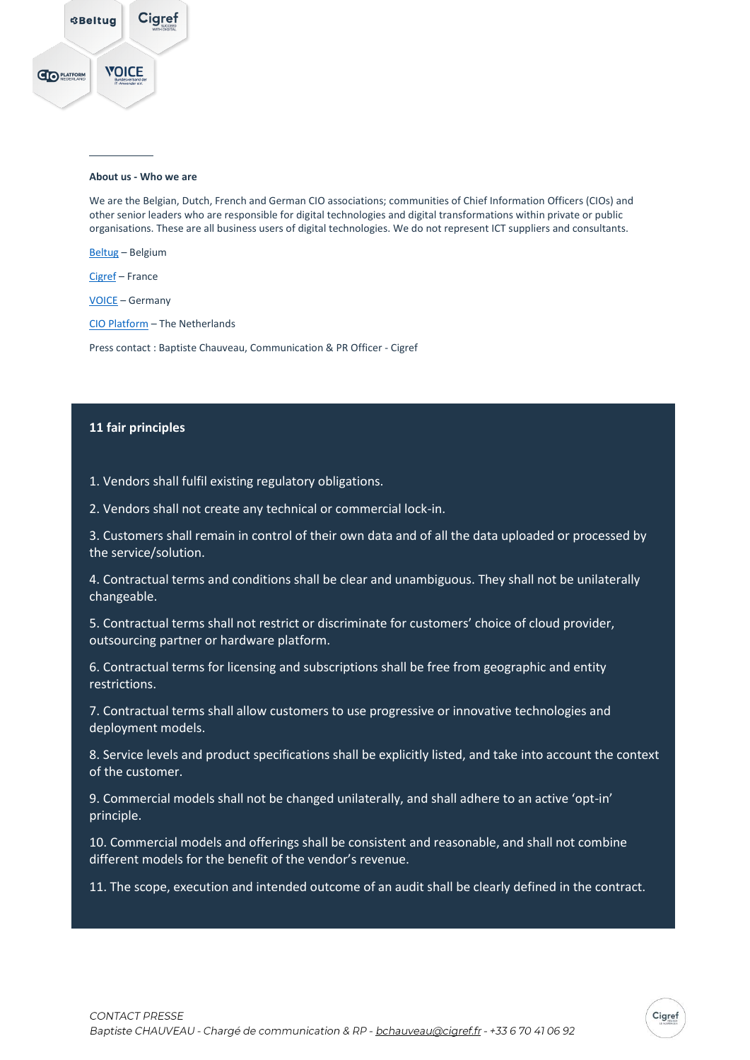**About us - Who we are**

We are the Belgian, Dutch, French and German CIO associations; communities of Chief Information Officers (CIOs) and other senior leaders who are responsible for digital technologies and digital transformations within private or public organisations. These are all business users of digital technologies. We do not represent ICT suppliers and consultants.

Beltug – Belgium

Cigref – France

VOICE – Germany

CIO Platform – The Netherlands

Press contact : Baptiste Chauveau, Communication & PR Officer - Cigref

## 11 fair principles

1. Vendors shall fulfil existing regulatory obligations.

2. Vendors shall not create any technical or commercial lock-in.

3. Customers shall remain in control of their own data and of all the data uploaded or processed by the service/solution.

4. Contractual terms and conditions shall be clear and unambiguous. They shall not be unilaterally changeable.

5. Contractual terms shall not restrict or discriminate for customers' choice of cloud provider, outsourcing partner or hardware platform.

6. Contractual terms for licensing and subscriptions shall be free from geographic and entity restrictions.

7. Contractual terms shall allow customers to use progressive or innovative technologies and deployment models.

8. Service levels and product specifications shall be explicitly listed, and take into account the context of the customer.

9. Commercial models shall not be changed unilaterally, and shall adhere to an active 'opt-in' principle.

10. Commercial models and offerings shall be consistent and reasonable, and shall not combine different models for the benefit of the vendor's revenue.

11. The scope, execution and intended outcome of an audit shall be clearly defined in the contract.

*CONTACT PRESSE*
*Baptiste CHAUVEAU - Chargé de communication & RP - bchauveau@cigref.fr - +33 6 70 41 06 92*